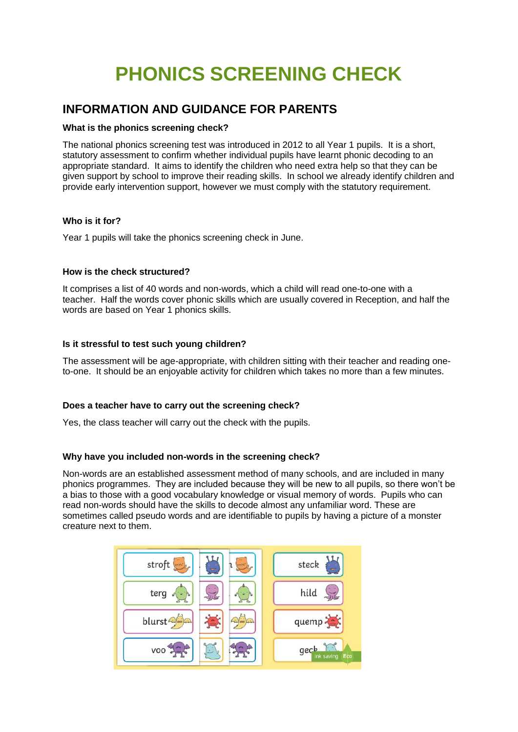# PHONICS SCREENING CHECK

## INFORMATION AND GUIDANCE FOR PARENTS

**What is the phonics screening check?**

The national phonics screening test was introduced in 2012 to all Year 1 pupils. It is a short, statutory assessment to confirm whether individual pupils have learnt phonic decoding to an appropriate standard. It aims to identify the children who need extra help so that they can be given support by school to improve their reading skills. In school we already identify children and provide early intervention support, however we must comply with the statutory requirement.

**Who is it for?**

Year 1 pupils will take the phonics screening check in June.

**How is the check structured?**

It comprises a list of 40 words and non-words, which a child will read one-to-one with a teacher. Half the words cover phonic skills which are usually covered in Reception, and half the words are based on Year 1 phonics skills.

**Is it stressful to test such young children?**

The assessment will be age-appropriate, with children sitting with their teacher and reading one-to-one. It should be an enjoyable activity for children which takes no more than a few minutes.

**Does a teacher have to carry out the screening check?**

Yes, the class teacher will carry out the check with the pupils.

**Why have you included non-words in the screening check?**

Non-words are an established assessment method of many schools, and are included in many phonics programmes. They are included because they will be new to all pupils, so there won't be a bias to those with a good vocabulary knowledge or visual memory of words. Pupils who can read non-words should have the skills to decode almost any unfamiliar word. These are sometimes called pseudo words and are identifiable to pupils by having a picture of a monster creature next to them.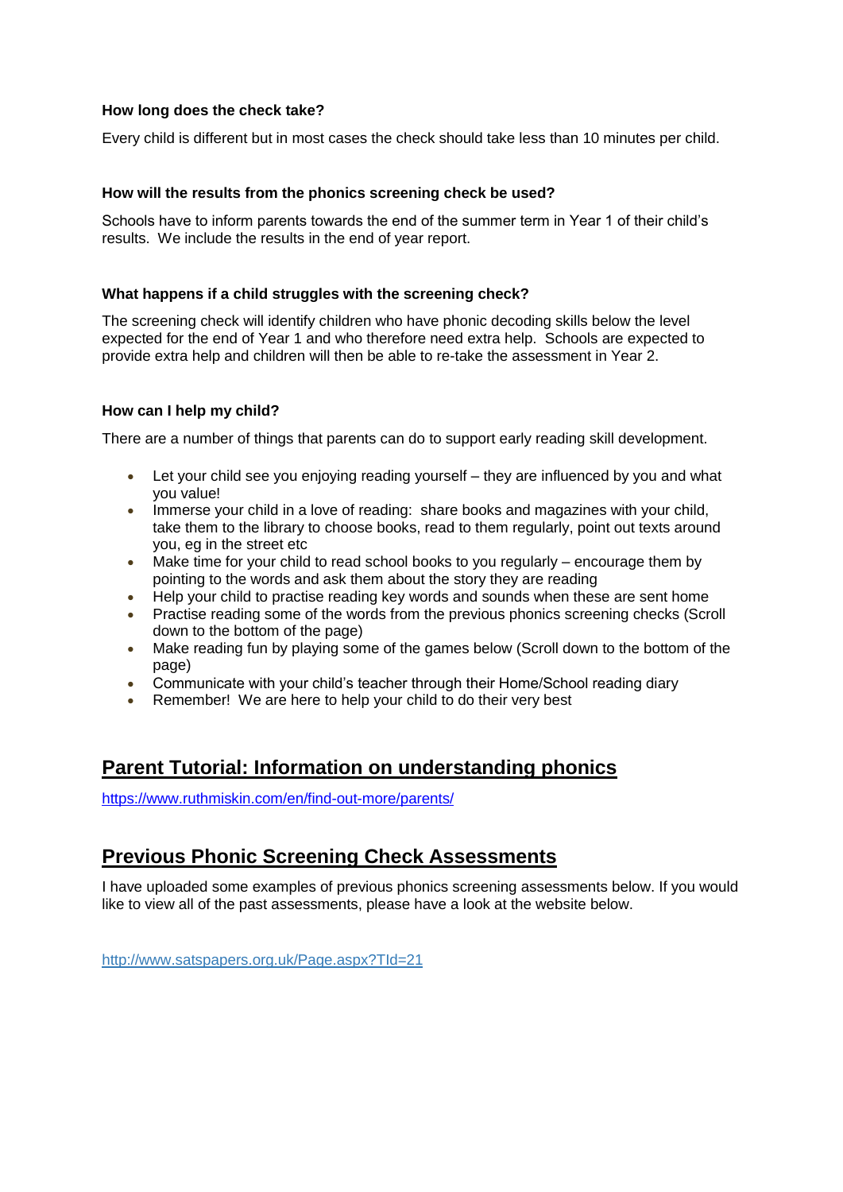**How long does the check take?**

Every child is different but in most cases the check should take less than 10 minutes per child.

**How will the results from the phonics screening check be used?**

Schools have to inform parents towards the end of the summer term in Year 1 of their child's results. We include the results in the end of year report.

**What happens if a child struggles with the screening check?**

The screening check will identify children who have phonic decoding skills below the level expected for the end of Year 1 and who therefore need extra help. Schools are expected to provide extra help and children will then be able to re-take the assessment in Year 2.

**How can I help my child?**

There are a number of things that parents can do to support early reading skill development.

- Let your child see you enjoying reading yourself – they are influenced by you and what you value!
- Immerse your child in a love of reading: share books and magazines with your child, take them to the library to choose books, read to them regularly, point out texts around you, eg in the street etc
- Make time for your child to read school books to you regularly – encourage them by pointing to the words and ask them about the story they are reading
- Help your child to practise reading key words and sounds when these are sent home
- Practise reading some of the words from the previous phonics screening checks (Scroll down to the bottom of the page)
- Make reading fun by playing some of the games below (Scroll down to the bottom of the page)
- Communicate with your child's teacher through their Home/School reading diary
- Remember! We are here to help your child to do their very best

## Parent Tutorial: Information on understanding phonics

https://www.ruthmiskin.com/en/find-out-more/parents/

## Previous Phonic Screening Check Assessments

I have uploaded some examples of previous phonics screening assessments below. If you would like to view all of the past assessments, please have a look at the website below.

http://www.satspapers.org.uk/Page.aspx?TId=21